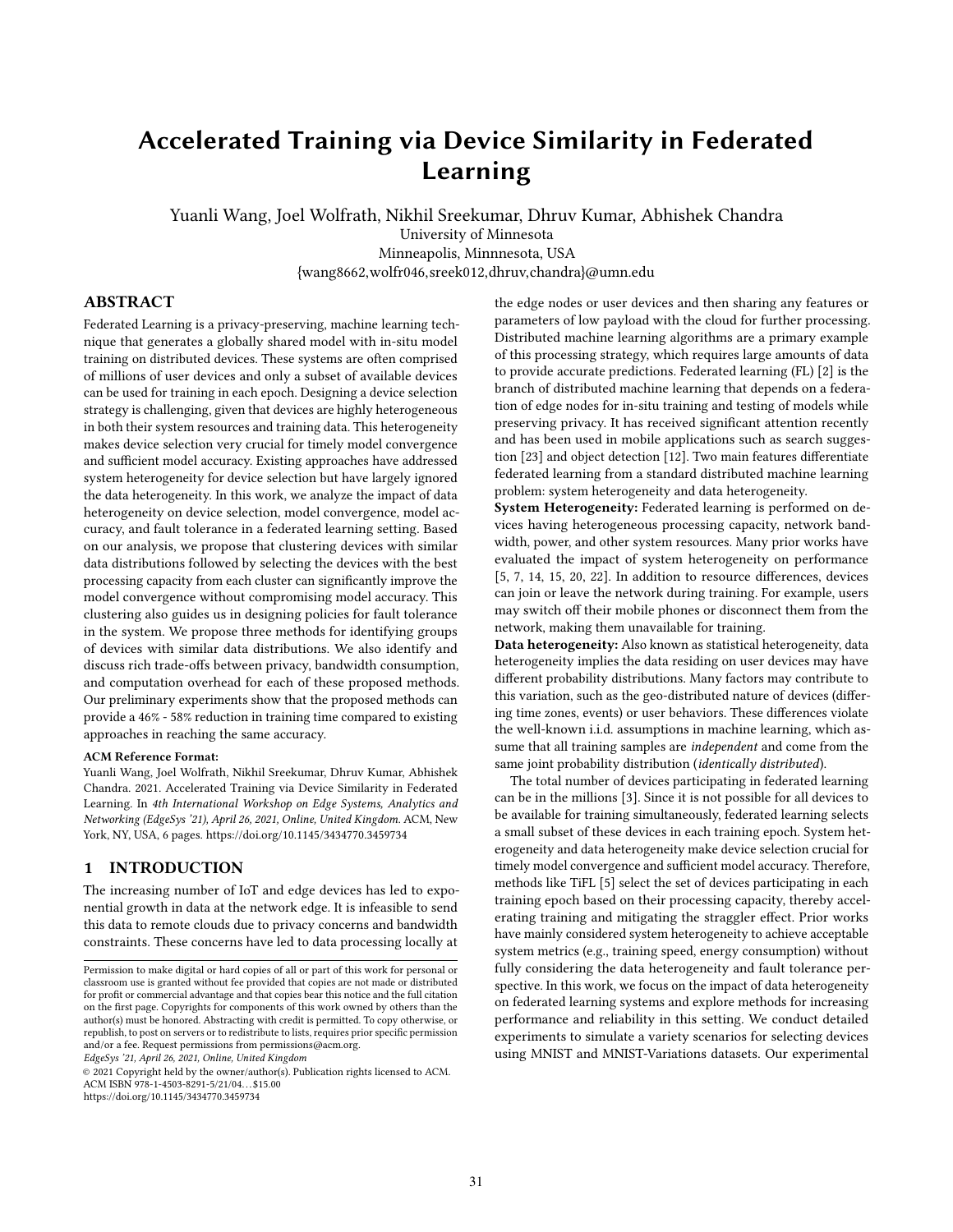# Accelerated Training via Device Similarity in Federated Learning

Yuanli Wang, Joel Wolfrath, Nikhil Sreekumar, Dhruv Kumar, Abhishek Chandra
University of Minnesota
Minneapolis, Minnnesota, USA
{wang8662,wolfr046,sreek012,dhruv,chandra}@umn.edu

## ABSTRACT

Federated Learning is a privacy-preserving, machine learning technique that generates a globally shared model with in-situ model training on distributed devices. These systems are often comprised of millions of user devices and only a subset of available devices can be used for training in each epoch. Designing a device selection strategy is challenging, given that devices are highly heterogeneous in both their system resources and training data. This heterogeneity makes device selection very crucial for timely model convergence and sufficient model accuracy. Existing approaches have addressed system heterogeneity for device selection but have largely ignored the data heterogeneity. In this work, we analyze the impact of data heterogeneity on device selection, model convergence, model accuracy, and fault tolerance in a federated learning setting. Based on our analysis, we propose that clustering devices with similar data distributions followed by selecting the devices with the best processing capacity from each cluster can significantly improve the model convergence without compromising model accuracy. This clustering also guides us in designing policies for fault tolerance in the system. We propose three methods for identifying groups of devices with similar data distributions. We also identify and discuss rich trade-offs between privacy, bandwidth consumption, and computation overhead for each of these proposed methods. Our preliminary experiments show that the proposed methods can provide a 46% - 58% reduction in training time compared to existing approaches in reaching the same accuracy.

**ACM Reference Format:**
Yuanli Wang, Joel Wolfrath, Nikhil Sreekumar, Dhruv Kumar, Abhishek Chandra. 2021. Accelerated Training via Device Similarity in Federated Learning. In *4th International Workshop on Edge Systems, Analytics and Networking (EdgeSys '21), April 26, 2021, Online, United Kingdom.* ACM, New York, NY, USA, 6 pages. https://doi.org/10.1145/3434770.3459734

## 1 INTRODUCTION

The increasing number of IoT and edge devices has led to exponential growth in data at the network edge. It is infeasible to send this data to remote clouds due to privacy concerns and bandwidth constraints. These concerns have led to data processing locally at the edge nodes or user devices and then sharing any features or parameters of low payload with the cloud for further processing. Distributed machine learning algorithms are a primary example of this processing strategy, which requires large amounts of data to provide accurate predictions. Federated learning (FL) [2] is the branch of distributed machine learning that depends on a federation of edge nodes for in-situ training and testing of models while preserving privacy. It has received significant attention recently and has been used in mobile applications such as search suggestion [23] and object detection [12]. Two main features differentiate federated learning from a standard distributed machine learning problem: system heterogeneity and data heterogeneity.

**System Heterogeneity:** Federated learning is performed on devices having heterogeneous processing capacity, network bandwidth, power, and other system resources. Many prior works have evaluated the impact of system heterogeneity on performance [5, 7, 14, 15, 20, 22]. In addition to resource differences, devices can join or leave the network during training. For example, users may switch off their mobile phones or disconnect them from the network, making them unavailable for training.

**Data heterogeneity:** Also known as statistical heterogeneity, data heterogeneity implies the data residing on user devices may have different probability distributions. Many factors may contribute to this variation, such as the geo-distributed nature of devices (differing time zones, events) or user behaviors. These differences violate the well-known i.i.d. assumptions in machine learning, which assume that all training samples are *independent* and come from the same joint probability distribution (*identically distributed*).

The total number of devices participating in federated learning can be in the millions [3]. Since it is not possible for all devices to be available for training simultaneously, federated learning selects a small subset of these devices in each training epoch. System heterogeneity and data heterogeneity make device selection crucial for timely model convergence and sufficient model accuracy. Therefore, methods like TiFL [5] select the set of devices participating in each training epoch based on their processing capacity, thereby accelerating training and mitigating the straggler effect. Prior works have mainly considered system heterogeneity to achieve acceptable system metrics (e.g., training speed, energy consumption) without fully considering the data heterogeneity and fault tolerance perspective. In this work, we focus on the impact of data heterogeneity on federated learning systems and explore methods for increasing performance and reliability in this setting. We conduct detailed experiments to simulate a variety scenarios for selecting devices using MNIST and MNIST-Variations datasets. Our experimental

Permission to make digital or hard copies of all or part of this work for personal or classroom use is granted without fee provided that copies are not made or distributed for profit or commercial advantage and that copies bear this notice and the full citation on the first page. Copyrights for components of this work owned by others than the author(s) must be honored. Abstracting with credit is permitted. To copy otherwise, or republish, to post on servers or to redistribute to lists, requires prior specific permission and/or a fee. Request permissions from permissions@acm.org.
*EdgeSys '21, April 26, 2021, Online, United Kingdom*
© 2021 Copyright held by the owner/author(s). Publication rights licensed to ACM.
ACM ISBN 978-1-4503-8291-5/21/04...$15.00
https://doi.org/10.1145/3434770.3459734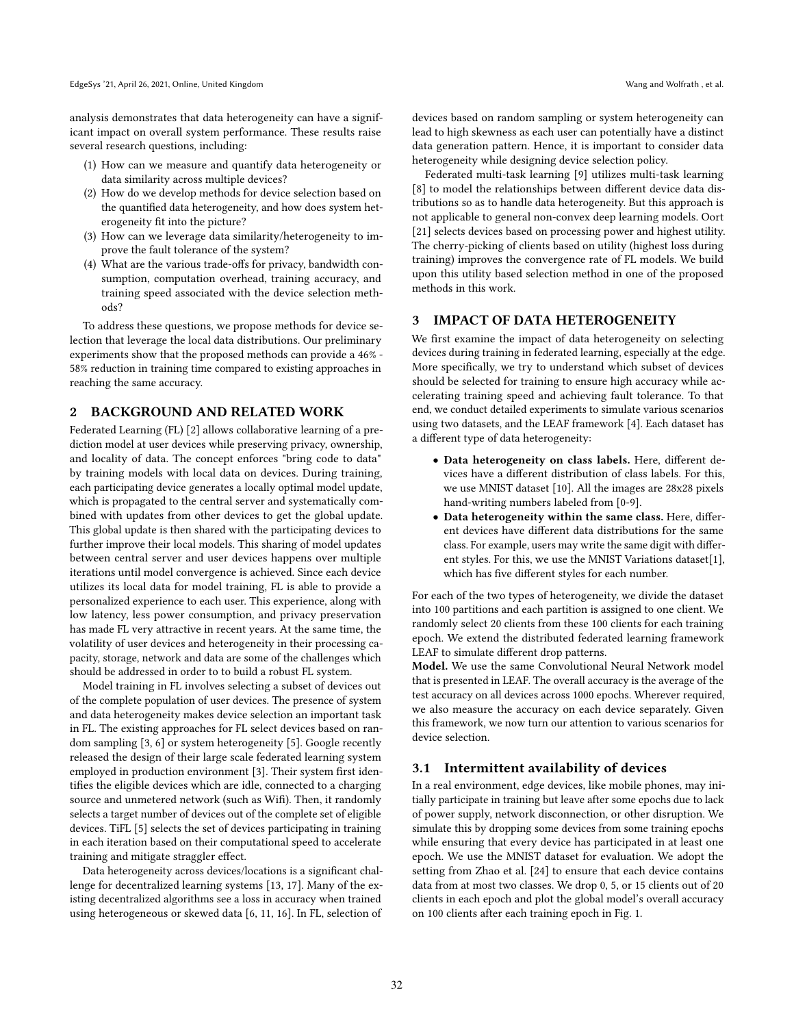analysis demonstrates that data heterogeneity can have a significant impact on overall system performance. These results raise several research questions, including:

1. How can we measure and quantify data heterogeneity or data similarity across multiple devices?
2. How do we develop methods for device selection based on the quantified data heterogeneity, and how does system heterogeneity fit into the picture?
3. How can we leverage data similarity/heterogeneity to improve the fault tolerance of the system?
4. What are the various trade-offs for privacy, bandwidth consumption, computation overhead, training accuracy, and training speed associated with the device selection methods?

To address these questions, we propose methods for device selection that leverage the local data distributions. Our preliminary experiments show that the proposed methods can provide a 46% - 58% reduction in training time compared to existing approaches in reaching the same accuracy.

## 2 BACKGROUND AND RELATED WORK

Federated Learning (FL) [2] allows collaborative learning of a prediction model at user devices while preserving privacy, ownership, and locality of data. The concept enforces "bring code to data" by training models with local data on devices. During training, each participating device generates a locally optimal model update, which is propagated to the central server and systematically combined with updates from other devices to get the global update. This global update is then shared with the participating devices to further improve their local models. This sharing of model updates between central server and user devices happens over multiple iterations until model convergence is achieved. Since each device utilizes its local data for model training, FL is able to provide a personalized experience to each user. This experience, along with low latency, less power consumption, and privacy preservation has made FL very attractive in recent years. At the same time, the volatility of user devices and heterogeneity in their processing capacity, storage, network and data are some of the challenges which should be addressed in order to to build a robust FL system.

Model training in FL involves selecting a subset of devices out of the complete population of user devices. The presence of system and data heterogeneity makes device selection an important task in FL. The existing approaches for FL select devices based on random sampling [3, 6] or system heterogeneity [5]. Google recently released the design of their large scale federated learning system employed in production environment [3]. Their system first identifies the eligible devices which are idle, connected to a charging source and unmetered network (such as Wifi). Then, it randomly selects a target number of devices out of the complete set of eligible devices. TiFL [5] selects the set of devices participating in training in each iteration based on their computational speed to accelerate training and mitigate straggler effect.

Data heterogeneity across devices/locations is a significant challenge for decentralized learning systems [13, 17]. Many of the existing decentralized algorithms see a loss in accuracy when trained using heterogeneous or skewed data [6, 11, 16]. In FL, selection of devices based on random sampling or system heterogeneity can lead to high skewness as each user can potentially have a distinct data generation pattern. Hence, it is important to consider data heterogeneity while designing device selection policy.

Federated multi-task learning [9] utilizes multi-task learning [8] to model the relationships between different device data distributions so as to handle data heterogeneity. But this approach is not applicable to general non-convex deep learning models. Oort [21] selects devices based on processing power and highest utility. The cherry-picking of clients based on utility (highest loss during training) improves the convergence rate of FL models. We build upon this utility based selection method in one of the proposed methods in this work.

## 3 IMPACT OF DATA HETEROGENEITY

We first examine the impact of data heterogeneity on selecting devices during training in federated learning, especially at the edge. More specifically, we try to understand which subset of devices should be selected for training to ensure high accuracy while accelerating training speed and achieving fault tolerance. To that end, we conduct detailed experiments to simulate various scenarios using two datasets, and the LEAF framework [4]. Each dataset has a different type of data heterogeneity:

- **Data heterogeneity on class labels.** Here, different devices have a different distribution of class labels. For this, we use MNIST dataset [10]. All the images are 28x28 pixels hand-writing numbers labeled from [0-9].
- **Data heterogeneity within the same class.** Here, different devices have different data distributions for the same class. For example, users may write the same digit with different styles. For this, we use the MNIST Variations dataset[1], which has five different styles for each number.

For each of the two types of heterogeneity, we divide the dataset into 100 partitions and each partition is assigned to one client. We randomly select 20 clients from these 100 clients for each training epoch. We extend the distributed federated learning framework LEAF to simulate different drop patterns.

**Model.** We use the same Convolutional Neural Network model that is presented in LEAF. The overall accuracy is the average of the test accuracy on all devices across 1000 epochs. Wherever required, we also measure the accuracy on each device separately. Given this framework, we now turn our attention to various scenarios for device selection.

### 3.1 Intermittent availability of devices

In a real environment, edge devices, like mobile phones, may initially participate in training but leave after some epochs due to lack of power supply, network disconnection, or other disruption. We simulate this by dropping some devices from some training epochs while ensuring that every device has participated in at least one epoch. We use the MNIST dataset for evaluation. We adopt the setting from Zhao et al. [24] to ensure that each device contains data from at most two classes. We drop 0, 5, or 15 clients out of 20 clients in each epoch and plot the global model's overall accuracy on 100 clients after each training epoch in Fig. 1.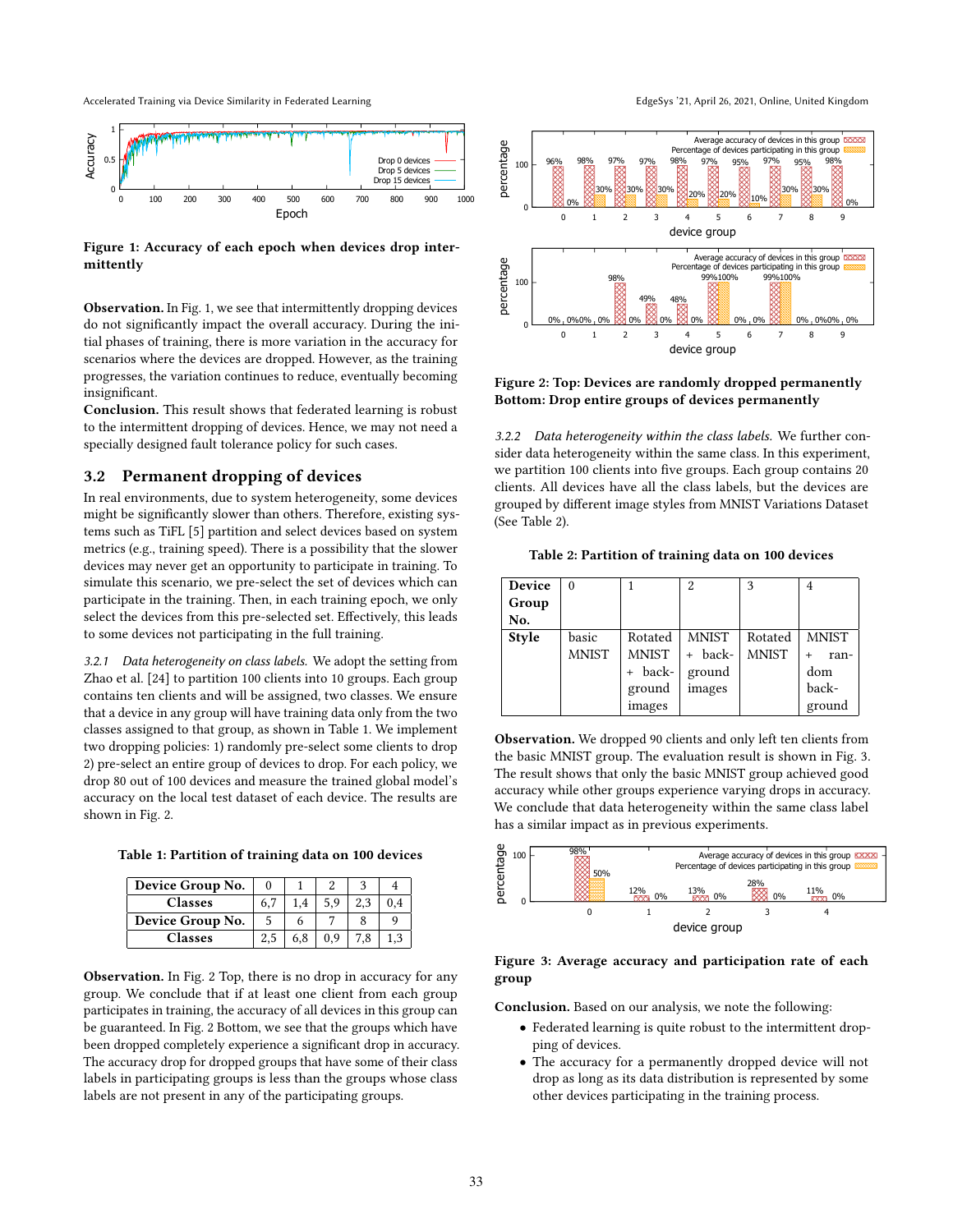Figure 1: Accuracy of each epoch when devices drop intermittently

**Observation.** In Fig. 1, we see that intermittently dropping devices do not significantly impact the overall accuracy. During the initial phases of training, there is more variation in the accuracy for scenarios where the devices are dropped. However, as the training progresses, the variation continues to reduce, eventually becoming insignificant.

**Conclusion.** This result shows that federated learning is robust to the intermittent dropping of devices. Hence, we may not need a specially designed fault tolerance policy for such cases.

## 3.2 Permanent dropping of devices

In real environments, due to system heterogeneity, some devices might be significantly slower than others. Therefore, existing systems such as TiFL [5] partition and select devices based on system metrics (e.g., training speed). There is a possibility that the slower devices may never get an opportunity to participate in training. To simulate this scenario, we pre-select the set of devices which can participate in the training. Then, in each training epoch, we only select the devices from this pre-selected set. Effectively, this leads to some devices not participating in the full training.

*3.2.1 Data heterogeneity on class labels.* We adopt the setting from Zhao et al. [24] to partition 100 clients into 10 groups. Each group contains ten clients and will be assigned, two classes. We ensure that a device in any group will have training data only from the two classes assigned to that group, as shown in Table 1. We implement two dropping policies: 1) randomly pre-select some clients to drop 2) pre-select an entire group of devices to drop. For each policy, we drop 80 out of 100 devices and measure the trained global model's accuracy on the local test dataset of each device. The results are shown in Fig. 2.

**Table 1: Partition of training data on 100 devices**

| Device Group No. | 0 | 1 | 2 | 3 | 4 |
|---|---|---|---|---|---|
| Classes | 6,7 | 1,4 | 5,9 | 2,3 | 0,4 |
| Device Group No. | 5 | 6 | 7 | 8 | 9 |
| Classes | 2,5 | 6,8 | 0,9 | 7,8 | 1,3 |

**Observation.** In Fig. 2 Top, there is no drop in accuracy for any group. We conclude that if at least one client from each group participates in training, the accuracy of all devices in this group can be guaranteed. In Fig. 2 Bottom, we see that the groups which have been dropped completely experience a significant drop in accuracy. The accuracy drop for dropped groups that have some of their class labels in participating groups is less than the groups whose class labels are not present in any of the participating groups.

Figure 2: Top: Devices are randomly dropped permanently Bottom: Drop entire groups of devices permanently

*3.2.2 Data heterogeneity within the class labels.* We further consider data heterogeneity within the same class. In this experiment, we partition 100 clients into five groups. Each group contains 20 clients. All devices have all the class labels, but the devices are grouped by different image styles from MNIST Variations Dataset (See Table 2).

**Table 2: Partition of training data on 100 devices**

| Device Group No. | 0 | 1 | 2 | 3 | 4 |
|---|---|---|---|---|---|
| Style | basic MNIST | Rotated MNIST + background images | MNIST + background images | Rotated MNIST | MNIST + random background |

**Observation.** We dropped 90 clients and only left ten clients from the basic MNIST group. The evaluation result is shown in Fig. 3. The result shows that only the basic MNIST group achieved good accuracy while other groups experience varying drops in accuracy. We conclude that data heterogeneity within the same class label has a similar impact as in previous experiments.

Figure 3: Average accuracy and participation rate of each group

**Conclusion.** Based on our analysis, we note the following:

- Federated learning is quite robust to the intermittent dropping of devices.
- The accuracy for a permanently dropped device will not drop as long as its data distribution is represented by some other devices participating in the training process.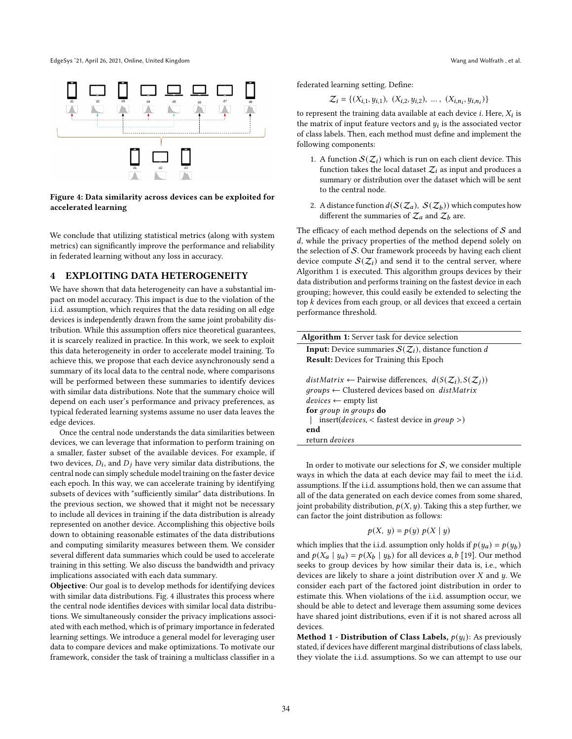Figure 4: Data similarity across devices can be exploited for accelerated learning

We conclude that utilizing statistical metrics (along with system metrics) can significantly improve the performance and reliability in federated learning without any loss in accuracy.

## 4 EXPLOITING DATA HETEROGENEITY

We have shown that data heterogeneity can have a substantial impact on model accuracy. This impact is due to the violation of the i.i.d. assumption, which requires that the data residing on all edge devices is independently drawn from the same joint probability distribution. While this assumption offers nice theoretical guarantees, it is scarcely realized in practice. In this work, we seek to exploit this data heterogeneity in order to accelerate model training. To achieve this, we propose that each device asynchronously send a summary of its local data to the central node, where comparisons will be performed between these summaries to identify devices with similar data distributions. Note that the summary choice will depend on each user's performance and privacy preferences, as typical federated learning systems assume no user data leaves the edge devices.

Once the central node understands the data similarities between devices, we can leverage that information to perform training on a smaller, faster subset of the available devices. For example, if two devices, $D_i$, and $D_j$ have very similar data distributions, the central node can simply schedule model training on the faster device each epoch. In this way, we can accelerate training by identifying subsets of devices with "sufficiently similar" data distributions. In the previous section, we showed that it might not be necessary to include all devices in training if the data distribution is already represented on another device. Accomplishing this objective boils down to obtaining reasonable estimates of the data distributions and computing similarity measures between them. We consider several different data summaries which could be used to accelerate training in this setting. We also discuss the bandwidth and privacy implications associated with each data summary.

**Objective**: Our goal is to develop methods for identifying devices with similar data distributions. Fig. 4 illustrates this process where the central node identifies devices with similar local data distributions. We simultaneously consider the privacy implications associated with each method, which is of primary importance in federated learning settings. We introduce a general model for leveraging user data to compare devices and make optimizations. To motivate our framework, consider the task of training a multiclass classifier in a federated learning setting. Define:

$$\mathcal{Z}_i = \{(X_{i,1}, y_{i,1}),\ (X_{i,2}, y_{i,2}),\ \dots,\ (X_{i,n_i}, y_{i,n_i})\}$$

to represent the training data available at each device $i$. Here, $X_i$ is the matrix of input feature vectors and $y_i$ is the associated vector of class labels. Then, each method must define and implement the following components:

1. A function $\mathcal{S}(\mathcal{Z}_i)$ which is run on each client device. This function takes the local dataset $\mathcal{Z}_i$ as input and produces a summary or distribution over the dataset which will be sent to the central node.
2. A distance function $d(\mathcal{S}(\mathcal{Z}_a),\ \mathcal{S}(\mathcal{Z}_b))$ which computes how different the summaries of $\mathcal{Z}_a$ and $\mathcal{Z}_b$ are.

The efficacy of each method depends on the selections of $\mathcal{S}$ and $d$, while the privacy properties of the method depend solely on the selection of $\mathcal{S}$. Our framework proceeds by having each client device compute $\mathcal{S}(\mathcal{Z}_i)$ and send it to the central server, where Algorithm 1 is executed. This algorithm groups devices by their data distribution and performs training on the fastest device in each grouping; however, this could easily be extended to selecting the top $k$ devices from each group, or all devices that exceed a certain performance threshold.

**Algorithm 1:** Server task for device selection

```
Input: Device summaries S(Z_i), distance function d
Result: Devices for Training this Epoch

distMatrix ← Pairwise differences, d(S(Z_i), S(Z_j))
groups ← Clustered devices based on distMatrix
devices ← empty list
for group in groups do
    insert(devices, < fastest device in group >)
end
return devices
```

In order to motivate our selections for $\mathcal{S}$, we consider multiple ways in which the data at each device may fail to meet the i.i.d. assumptions. If the i.i.d. assumptions hold, then we can assume that all of the data generated on each device comes from some shared, joint probability distribution, $p(X, y)$. Taking this a step further, we can factor the joint distribution as follows:

$$p(X,\ y) = p(y)\ p(X \mid y)$$

which implies that the i.i.d. assumption only holds if $p(y_a) = p(y_b)$ and $p(X_a \mid y_a) = p(X_b \mid y_b)$ for all devices $a, b$ [19]. Our method seeks to group devices by how similar their data is, i.e., which devices are likely to share a joint distribution over $X$ and $y$. We consider each part of the factored joint distribution in order to estimate this. When violations of the i.i.d. assumption occur, we should be able to detect and leverage them assuming some devices have shared joint distributions, even if it is not shared across all devices.

**Method 1 - Distribution of Class Labels,** $p(y_i)$: As previously stated, if devices have different marginal distributions of class labels, they violate the i.i.d. assumptions. So we can attempt to use our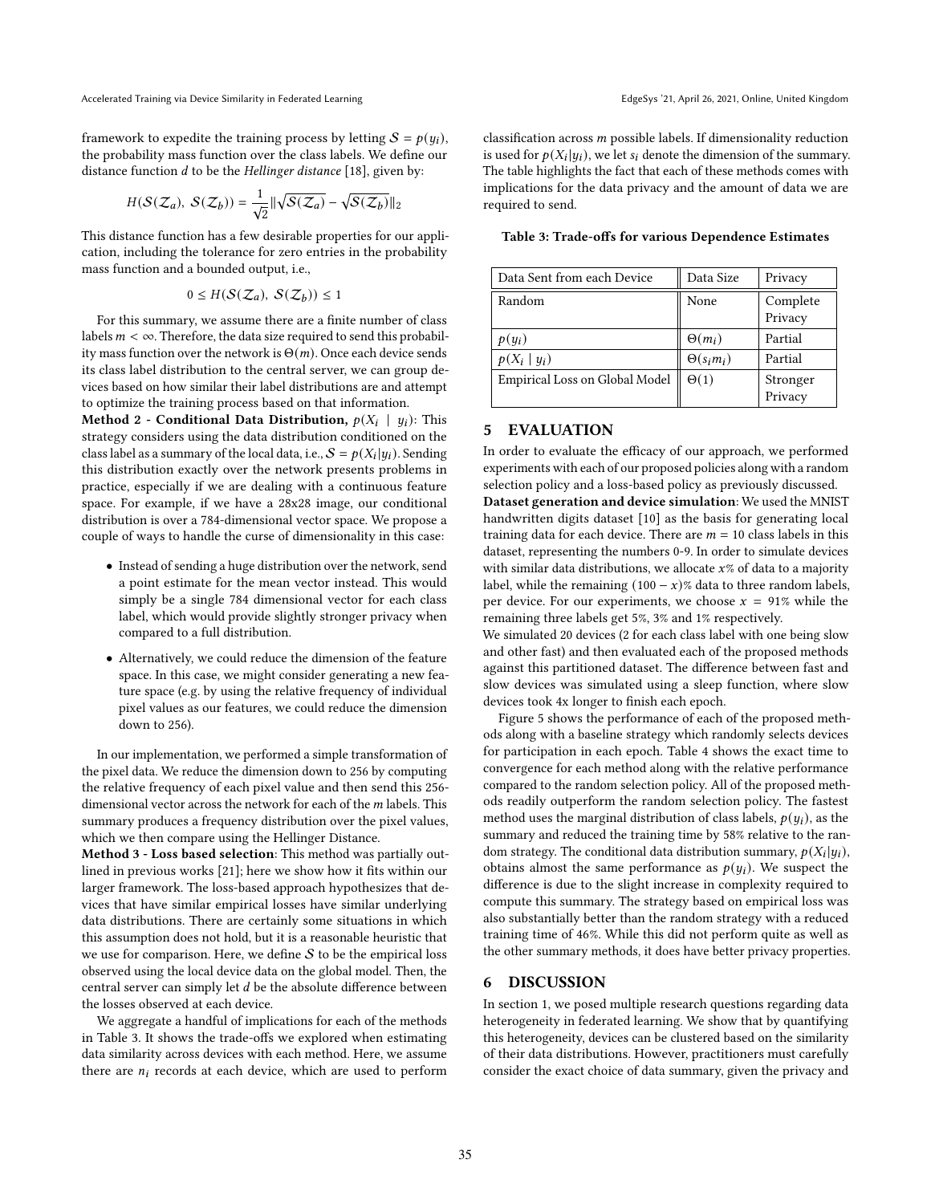framework to expedite the training process by letting $\mathcal{S} = p(y_i)$, the probability mass function over the class labels. We define our distance function $d$ to be the *Hellinger distance* [18], given by:

$$H(\mathcal{S}(\mathcal{Z}_a),\ \mathcal{S}(\mathcal{Z}_b)) = \frac{1}{\sqrt{2}}\|\sqrt{\mathcal{S}(\mathcal{Z}_a)} - \sqrt{\mathcal{S}(\mathcal{Z}_b)}\|_2$$

This distance function has a few desirable properties for our application, including the tolerance for zero entries in the probability mass function and a bounded output, i.e.,

$$0 \leq H(\mathcal{S}(\mathcal{Z}_a),\ \mathcal{S}(\mathcal{Z}_b)) \leq 1$$

For this summary, we assume there are a finite number of class labels $m < \infty$. Therefore, the data size required to send this probability mass function over the network is $\Theta(m)$. Once each device sends its class label distribution to the central server, we can group devices based on how similar their label distributions are and attempt to optimize the training process based on that information.

**Method 2 - Conditional Data Distribution, $p(X_i \mid y_i)$**: This strategy considers using the data distribution conditioned on the class label as a summary of the local data, i.e., $\mathcal{S} = p(X_i|y_i)$. Sending this distribution exactly over the network presents problems in practice, especially if we are dealing with a continuous feature space. For example, if we have a 28x28 image, our conditional distribution is over a 784-dimensional vector space. We propose a couple of ways to handle the curse of dimensionality in this case:

- Instead of sending a huge distribution over the network, send a point estimate for the mean vector instead. This would simply be a single 784 dimensional vector for each class label, which would provide slightly stronger privacy when compared to a full distribution.
- Alternatively, we could reduce the dimension of the feature space. In this case, we might consider generating a new feature space (e.g. by using the relative frequency of individual pixel values as our features, we could reduce the dimension down to 256).

In our implementation, we performed a simple transformation of the pixel data. We reduce the dimension down to 256 by computing the relative frequency of each pixel value and then send this 256-dimensional vector across the network for each of the $m$ labels. This summary produces a frequency distribution over the pixel values, which we then compare using the Hellinger Distance.

**Method 3 - Loss based selection**: This method was partially outlined in previous works [21]; here we show how it fits within our larger framework. The loss-based approach hypothesizes that devices that have similar empirical losses have similar underlying data distributions. There are certainly some situations in which this assumption does not hold, but it is a reasonable heuristic that we use for comparison. Here, we define $\mathcal{S}$ to be the empirical loss observed using the local device data on the global model. Then, the central server can simply let $d$ be the absolute difference between the losses observed at each device.

We aggregate a handful of implications for each of the methods in Table 3. It shows the trade-offs we explored when estimating data similarity across devices with each method. Here, we assume there are $n_i$ records at each device, which are used to perform classification across $m$ possible labels. If dimensionality reduction is used for $p(X_i|y_i)$, we let $s_i$ denote the dimension of the summary. The table highlights the fact that each of these methods comes with implications for the data privacy and the amount of data we are required to send.

**Table 3: Trade-offs for various Dependence Estimates**

| Data Sent from each Device | Data Size | Privacy |
|---|---|---|
| Random | None | Complete Privacy |
| $p(y_i)$ | $\Theta(m_i)$ | Partial |
| $p(X_i \mid y_i)$ | $\Theta(s_i m_i)$ | Partial |
| Empirical Loss on Global Model | $\Theta(1)$ | Stronger Privacy |

## 5 EVALUATION

In order to evaluate the efficacy of our approach, we performed experiments with each of our proposed policies along with a random selection policy and a loss-based policy as previously discussed.

**Dataset generation and device simulation**: We used the MNIST handwritten digits dataset [10] as the basis for generating local training data for each device. There are $m = 10$ class labels in this dataset, representing the numbers 0-9. In order to simulate devices with similar data distributions, we allocate $x$% of data to a majority label, while the remaining $(100 - x)$% data to three random labels, per device. For our experiments, we choose $x = 91$% while the remaining three labels get 5%, 3% and 1% respectively.

We simulated 20 devices (2 for each class label with one being slow and other fast) and then evaluated each of the proposed methods against this partitioned dataset. The difference between fast and slow devices was simulated using a sleep function, where slow devices took 4x longer to finish each epoch.

Figure 5 shows the performance of each of the proposed methods along with a baseline strategy which randomly selects devices for participation in each epoch. Table 4 shows the exact time to convergence for each method along with the relative performance compared to the random selection policy. All of the proposed methods readily outperform the random selection policy. The fastest method uses the marginal distribution of class labels, $p(y_i)$, as the summary and reduced the training time by 58% relative to the random strategy. The conditional data distribution summary, $p(X_i|y_i)$, obtains almost the same performance as $p(y_i)$. We suspect the difference is due to the slight increase in complexity required to compute this summary. The strategy based on empirical loss was also substantially better than the random strategy with a reduced training time of 46%. While this did not perform quite as well as the other summary methods, it does have better privacy properties.

## 6 DISCUSSION

In section 1, we posed multiple research questions regarding data heterogeneity in federated learning. We show that by quantifying this heterogeneity, devices can be clustered based on the similarity of their data distributions. However, practitioners must carefully consider the exact choice of data summary, given the privacy and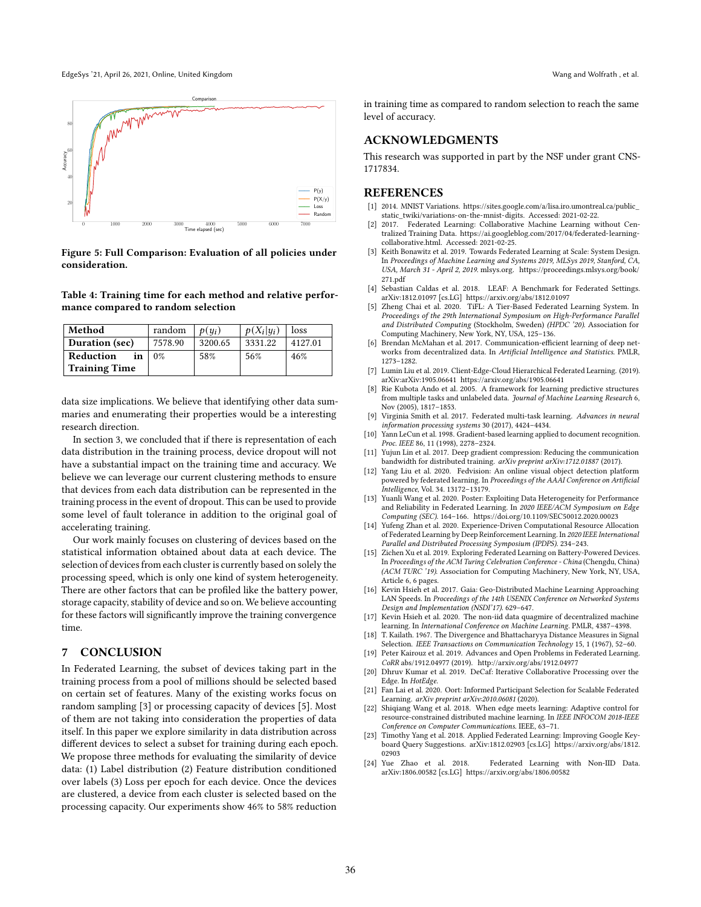Comparison

Accuracy

80

60

40

20

0 1000 2000 3000 4000 5000 6000 7000

Time elapsed (sec)

P(y)
P(X/y)
Loss
Random

**Figure 5: Full Comparison: Evaluation of all policies under consideration.**

**Table 4: Training time for each method and relative performance compared to random selection**

| **Method** | random | $p(y_i)$ | $p(X_i\|y_i)$ | loss |
|---|---|---|---|---|
| **Duration (sec)** | 7578.90 | 3200.65 | 3331.22 | 4127.01 |
| **Reduction in Training Time** | 0% | 58% | 56% | 46% |

data size implications. We believe that identifying other data summaries and enumerating their properties would be a interesting research direction.

In section 3, we concluded that if there is representation of each data distribution in the training process, device dropout will not have a substantial impact on the training time and accuracy. We believe we can leverage our current clustering methods to ensure that devices from each data distribution can be represented in the training process in the event of dropout. This can be used to provide some level of fault tolerance in addition to the original goal of accelerating training.

Our work mainly focuses on clustering of devices based on the statistical information obtained about data at each device. The selection of devices from each cluster is currently based on solely the processing speed, which is only one kind of system heterogeneity. There are other factors that can be profiled like the battery power, storage capacity, stability of device and so on. We believe accounting for these factors will significantly improve the training convergence time.

## 7 CONCLUSION

In Federated Learning, the subset of devices taking part in the training process from a pool of millions should be selected based on certain set of features. Many of the existing works focus on random sampling [3] or processing capacity of devices [5]. Most of them are not taking into consideration the properties of data itself. In this paper we explore similarity in data distribution across different devices to select a subset for training during each epoch. We propose three methods for evaluating the similarity of device data: (1) Label distribution (2) Feature distribution conditioned over labels (3) Loss per epoch for each device. Once the devices are clustered, a device from each cluster is selected based on the processing capacity. Our experiments show 46% to 58% reduction in training time as compared to random selection to reach the same level of accuracy.

## ACKNOWLEDGMENTS

This research was supported in part by the NSF under grant CNS-1717834.

## REFERENCES

[1] 2014. MNIST Variations. https://sites.google.com/a/lisa.iro.umontreal.ca/public_static_twiki/variations-on-the-mnist-digits. Accessed: 2021-02-22.

[2] 2017. Federated Learning: Collaborative Machine Learning without Centralized Training Data. https://ai.googleblog.com/2017/04/federated-learning-collaborative.html. Accessed: 2021-02-25.

[3] Keith Bonawitz et al. 2019. Towards Federated Learning at Scale: System Design. In *Proceedings of Machine Learning and Systems 2019, MLSys 2019, Stanford, CA, USA, March 31 - April 2, 2019*. mlsys.org. https://proceedings.mlsys.org/book/271.pdf

[4] Sebastian Caldas et al. 2018. LEAF: A Benchmark for Federated Settings. arXiv:1812.01097 [cs.LG] https://arxiv.org/abs/1812.01097

[5] Zheng Chai et al. 2020. TiFL: A Tier-Based Federated Learning System. In *Proceedings of the 29th International Symposium on High-Performance Parallel and Distributed Computing* (Stockholm, Sweden) *(HPDC '20)*. Association for Computing Machinery, New York, NY, USA, 125–136.

[6] Brendan McMahan et al. 2017. Communication-efficient learning of deep networks from decentralized data. In *Artificial Intelligence and Statistics*. PMLR, 1273–1282.

[7] Lumin Liu et al. 2019. Client-Edge-Cloud Hierarchical Federated Learning. (2019). arXiv:arXiv:1905.06641 https://arxiv.org/abs/1905.06641

[8] Rie Kubota Ando et al. 2005. A framework for learning predictive structures from multiple tasks and unlabeled data. *Journal of Machine Learning Research* 6, Nov (2005), 1817–1853.

[9] Virginia Smith et al. 2017. Federated multi-task learning. *Advances in neural information processing systems* 30 (2017), 4424–4434.

[10] Yann LeCun et al. 1998. Gradient-based learning applied to document recognition. *Proc. IEEE* 86, 11 (1998), 2278–2324.

[11] Yujun Lin et al. 2017. Deep gradient compression: Reducing the communication bandwidth for distributed training. *arXiv preprint arXiv:1712.01887* (2017).

[12] Yang Liu et al. 2020. Fedvision: An online visual object detection platform powered by federated learning. In *Proceedings of the AAAI Conference on Artificial Intelligence*, Vol. 34. 13172–13179.

[13] Yuanli Wang et al. 2020. Poster: Exploiting Data Heterogeneity for Performance and Reliability in Federated Learning. In *2020 IEEE/ACM Symposium on Edge Computing (SEC)*. 164–166. https://doi.org/10.1109/SEC50012.2020.00023

[14] Yufeng Zhan et al. 2020. Experience-Driven Computational Resource Allocation of Federated Learning by Deep Reinforcement Learning. In *2020 IEEE International Parallel and Distributed Processing Symposium (IPDPS)*. 234–243.

[15] Zichen Xu et al. 2019. Exploring Federated Learning on Battery-Powered Devices. In *Proceedings of the ACM Turing Celebration Conference - China* (Chengdu, China) *(ACM TURC '19)*. Association for Computing Machinery, New York, NY, USA, Article 6, 6 pages.

[16] Kevin Hsieh et al. 2017. Gaia: Geo-Distributed Machine Learning Approaching LAN Speeds. In *Proceedings of the 14th USENIX Conference on Networked Systems Design and Implementation (NSDI'17)*. 629–647.

[17] Kevin Hsieh et al. 2020. The non-iid data quagmire of decentralized machine learning. In *International Conference on Machine Learning*. PMLR, 4387–4398.

[18] T. Kailath. 1967. The Divergence and Bhattacharyya Distance Measures in Signal Selection. *IEEE Transactions on Communication Technology* 15, 1 (1967), 52–60.

[19] Peter Kairouz et al. 2019. Advances and Open Problems in Federated Learning. *CoRR* abs/1912.04977 (2019). http://arxiv.org/abs/1912.04977

[20] Dhruv Kumar et al. 2019. DeCaf: Iterative Collaborative Processing over the Edge. In *HotEdge*.

[21] Fan Lai et al. 2020. Oort: Informed Participant Selection for Scalable Federated Learning. *arXiv preprint arXiv:2010.06081* (2020).

[22] Shiqiang Wang et al. 2018. When edge meets learning: Adaptive control for resource-constrained distributed machine learning. In *IEEE INFOCOM 2018-IEEE Conference on Computer Communications*. IEEE, 63–71.

[23] Timothy Yang et al. 2018. Applied Federated Learning: Improving Google Keyboard Query Suggestions. arXiv:1812.02903 [cs.LG] https://arxiv.org/abs/1812.02903

[24] Yue Zhao et al. 2018. Federated Learning with Non-IID Data. arXiv:1806.00582 [cs.LG] https://arxiv.org/abs/1806.00582